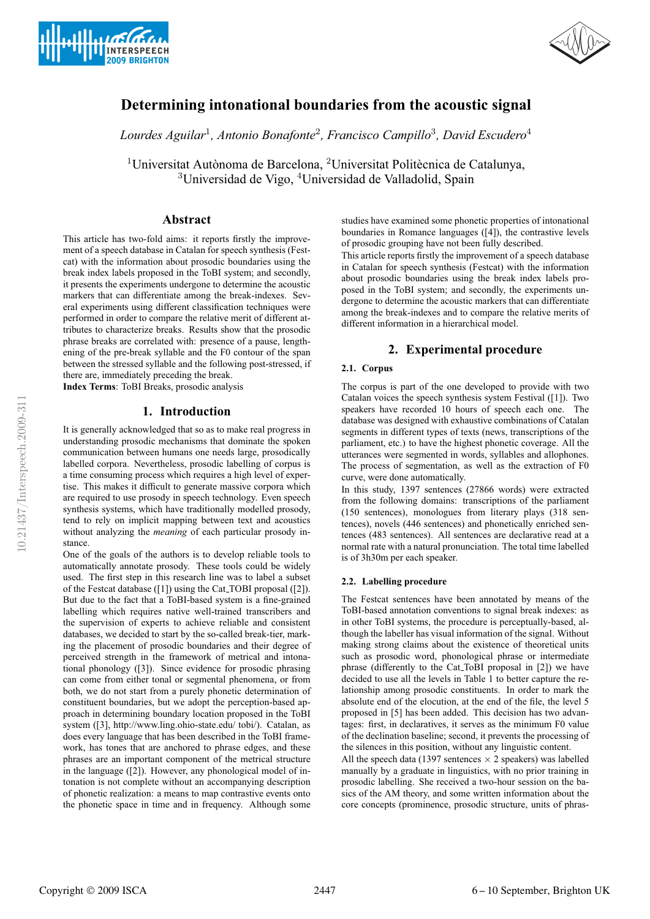# Determining intonational boundaries from the acoustic signal

*Lourdes Aguilar*[1], *Antonio Bonafonte*[2], *Francisco Campillo*[3], *David Escudero*[4]

[1]Universitat Autònoma de Barcelona, [2]Universitat Politècnica de Catalunya,
[3]Universidad de Vigo, [4]Universidad de Valladolid, Spain

## Abstract

This article has two-fold aims: it reports firstly the improvement of a speech database in Catalan for speech synthesis (Festcat) with the information about prosodic boundaries using the break index labels proposed in the ToBI system; and secondly, it presents the experiments undergone to determine the acoustic markers that can differentiate among the break-indexes. Several experiments using different classification techniques were performed in order to compare the relative merit of different attributes to characterize breaks. Results show that the prosodic phrase breaks are correlated with: presence of a pause, lengthening of the pre-break syllable and the F0 contour of the span between the stressed syllable and the following post-stressed, if there are, immediately preceding the break.

**Index Terms**: ToBI Breaks, prosodic analysis

## 1. Introduction

It is generally acknowledged that so as to make real progress in understanding prosodic mechanisms that dominate the spoken communication between humans one needs large, prosodically labelled corpora. Nevertheless, prosodic labelling of corpus is a time consuming process which requires a high level of expertise. This makes it difficult to generate massive corpora which are required to use prosody in speech technology. Even speech synthesis systems, which have traditionally modelled prosody, tend to rely on implicit mapping between text and acoustics without analyzing the *meaning* of each particular prosody instance.

One of the goals of the authors is to develop reliable tools to automatically annotate prosody. These tools could be widely used. The first step in this research line was to label a subset of the Festcat database ([1]) using the Cat_TOBI proposal ([2]). But due to the fact that a ToBI-based system is a fine-grained labelling which requires native well-trained transcribers and the supervision of experts to achieve reliable and consistent databases, we decided to start by the so-called break-tier, marking the placement of prosodic boundaries and their degree of perceived strength in the framework of metrical and intonational phonology ([3]). Since evidence for prosodic phrasing can come from either tonal or segmental phenomena, or from both, we do not start from a purely phonetic determination of constituent boundaries, but we adopt the perception-based approach in determining boundary location proposed in the ToBI system ([3], http://www.ling.ohio-state.edu/ tobi/). Catalan, as does every language that has been described in the ToBI framework, has tones that are anchored to phrase edges, and these phrases are an important component of the metrical structure in the language ([2]). However, any phonological model of intonation is not complete without an accompanying description of phonetic realization: a means to map contrastive events onto the phonetic space in time and in frequency. Although some studies have examined some phonetic properties of intonational boundaries in Romance languages ([4]), the contrastive levels of prosodic grouping have not been fully described.

This article reports firstly the improvement of a speech database in Catalan for speech synthesis (Festcat) with the information about prosodic boundaries using the break-index labels proposed in the ToBI system; and secondly, the experiments undergone to determine the acoustic markers that can differentiate among the break-indexes and to compare the relative merits of different information in a hierarchical model.

## 2. Experimental procedure

### 2.1. Corpus

The corpus is part of the one developed to provide with two Catalan voices the speech synthesis system Festival ([1]). Two speakers have recorded 10 hours of speech each one. The database was designed with exhaustive combinations of Catalan segments in different types of texts (news, transcriptions of the parliament, etc.) to have the highest phonetic coverage. All the utterances were segmented in words, syllables and allophones. The process of segmentation, as well as the extraction of F0 curve, were done automatically.

In this study, 1397 sentences (27866 words) were extracted from the following domains: transcriptions of the parliament (150 sentences), monologues from literary plays (318 sentences), novels (446 sentences) and phonetically enriched sentences (483 sentences). All sentences are declarative read at a normal rate with a natural pronunciation. The total time labelled is of 3h30m per each speaker.

### 2.2. Labelling procedure

The Festcat sentences have been annotated by means of the ToBI-based annotation conventions to signal break indexes: as in other ToBI systems, the procedure is perceptually-based, although the labeller has visual information of the signal. Without making strong claims about the existence of theoretical units such as prosodic word, phonological phrase or intermediate phrase (differently to the Cat_ToBI proposal in [2]) we have decided to use all the levels in Table 1 to better capture the relationship among prosodic constituents. In order to mark the absolute end of the elocution, at the end of the file, the level 5 proposed in [5] has been added. This decision has two advantages: first, in declaratives, it serves as the minimum F0 value of the declination baseline; second, it prevents the processing of the silences in this position, without any linguistic content.

All the speech data (1397 sentences $\times$ 2 speakers) was labelled manually by a graduate in linguistics, with no prior training in prosodic labelling. She received a two-hour session on the basics of the AM theory, and some written information about the core concepts (prominence, prosodic structure, units of phras-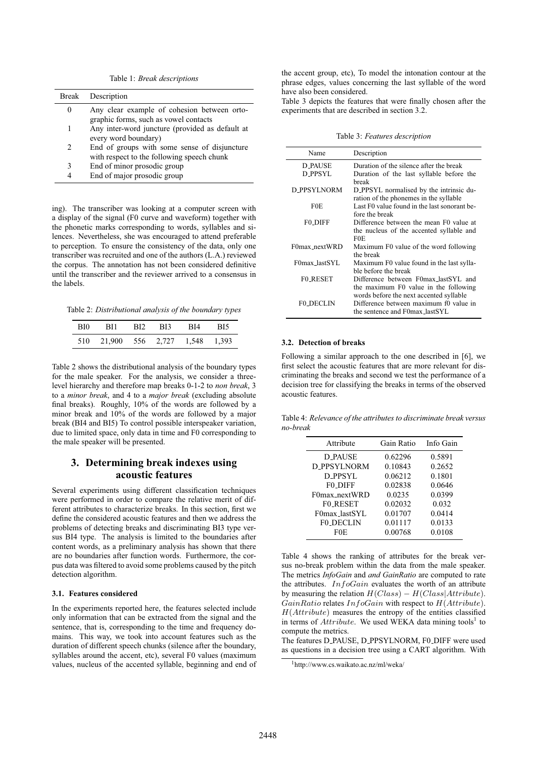Table 1: *Break descriptions*

| Break | Description |
|---|---|
| 0 | Any clear example of cohesion between ortographic forms, such as vowel contacts |
| 1 | Any inter-word juncture (provided as default at every word boundary) |
| 2 | End of groups with some sense of disjuncture with respect to the following speech chunk |
| 3 | End of minor prosodic group |
| 4 | End of major prosodic group |

ing). The transcriber was looking at a computer screen with a display of the signal (F0 curve and waveform) together with the phonetic marks corresponding to words, syllables and silences. Nevertheless, she was encouraged to attend preferable to perception. To ensure the consistency of the data, only one transcriber was recruited and one of the authors (L.A.) reviewed the corpus. The annotation has not been considered definitive until the transcriber and the reviewer arrived to a consensus in the labels.

Table 2: *Distributional analysis of the boundary types*

| BI0 | BI1 | BI2 | BI3 | BI4 | BI5 |
|---|---|---|---|---|---|
| 510 | 21,900 | 556 | 2,727 | 1,548 | 1,393 |

Table 2 shows the distributional analysis of the boundary types for the male speaker. For the analysis, we consider a three-level hierarchy and therefore map breaks 0-1-2 to *non break*, 3 to a *minor break*, and 4 to a *major break* (excluding absolute final breaks). Roughly, 10% of the words are followed by a minor break and 10% of the words are followed by a major break (BI4 and BI5) To control possible interspeaker variation, due to limited space, only data in time and F0 corresponding to the male speaker will be presented.

## 3. Determining break indexes using acoustic features

Several experiments using different classification techniques were performed in order to compare the relative merit of different attributes to characterize breaks. In this section, first we define the considered acoustic features and then we address the problems of detecting breaks and discriminating BI3 type versus BI4 type. The analysis is limited to the boundaries after content words, as a preliminary analysis has shown that there are no boundaries after function words. Furthermore, the corpus data was filtered to avoid some problems caused by the pitch detection algorithm.

### 3.1. Features considered

In the experiments reported here, the features selected include only information that can be extracted from the signal and the sentence, that is, corresponding to the time and frequency domains. This way, we took into account features such as the duration of different speech chunks (silence after the boundary, syllables around the accent, etc), several F0 values (maximum values, nucleus of the accented syllable, beginning and end of the accent group, etc), To model the intonation contour at the phrase edges, values concerning the last syllable of the word have also been considered.

Table 3 depicts the features that were finally chosen after the experiments that are described in section 3.2.

Table 3: *Features description*

| Name | Description |
|---|---|
| D_PAUSE | Duration of the silence after the break |
| D_PPSYL | Duration of the last syllable before the break |
| D_PPSYLNORM | D_PPSYL normalised by the intrinsic duration of the phonemes in the syllable |
| F0E | Last F0 value found in the last sonorant before the break |
| F0_DIFF | Difference between the mean F0 value at the nucleus of the accented syllable and F0E |
| F0max_nextWRD | Maximum F0 value of the word following the break |
| F0max_lastSYL | Maximum F0 value found in the last syllable before the break |
| F0_RESET | Difference between F0max_lastSYL and the maximum F0 value in the following words before the next accented syllable |
| F0_DECLIN | Difference between maximum f0 value in the sentence and F0max_lastSYL |

### 3.2. Detection of breaks

Following a similar approach to the one described in [6], we first select the acoustic features that are more relevant for discriminating the breaks and second we test the performance of a decision tree for classifying the breaks in terms of the observed acoustic features.

Table 4: *Relevance of the attributes to discriminate break versus no-break*

| Attribute | Gain Ratio | Info Gain |
|---|---|---|
| D_PAUSE | 0.62296 | 0.5891 |
| D_PPSYLNORM | 0.10843 | 0.2652 |
| D_PPSYL | 0.06212 | 0.1801 |
| F0_DIFF | 0.02838 | 0.0646 |
| F0max_nextWRD | 0.0235 | 0.0399 |
| F0_RESET | 0.02032 | 0.032 |
| F0max_lastSYL | 0.01707 | 0.0414 |
| F0_DECLIN | 0.01117 | 0.0133 |
| F0E | 0.00768 | 0.0108 |

Table 4 shows the ranking of attributes for the break versus no-break problem within the data from the male speaker. The metrics *InfoGain* and *and GainRatio* are computed to rate the attributes. $InfoGain$ evaluates the worth of an attribute by measuring the relation $H(Class) - H(Class|Attribute)$. $GainRatio$ relates $InfoGain$ with respect to $H(Attribute)$. $H(Attribute)$ measures the entropy of the entities classified in terms of $Attribute$. We used WEKA data mining tools[1] to compute the metrics.

The features D_PAUSE, D_PPSYLNORM, F0_DIFF were used as questions in a decision tree using a CART algorithm. With

[1] http://www.cs.waikato.ac.nz/ml/weka/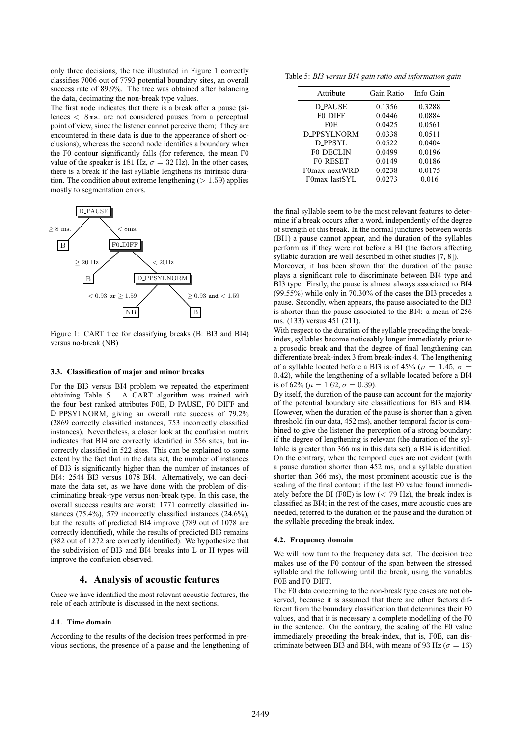only three decisions, the tree illustrated in Figure 1 correctly classifies 7006 out of 7793 potential boundary sites, an overall success rate of 89.9%. The tree was obtained after balancing the data, decimating the non-break type values.

The first node indicates that there is a break after a pause (silences $< 8$ ms. are not considered pauses from a perceptual point of view, since the listener cannot perceive them; if they are encountered in these data is due to the appearance of short occlusions), whereas the second node identifies a boundary when the F0 contour significantly falls (for reference, the mean F0 value of the speaker is 181 Hz, $\sigma = 32$ Hz). In the other cases, there is a break if the last syllable lengthens its intrinsic duration. The condition about extreme lengthening ($> 1.59$) applies mostly to segmentation errors.

```
D_PAUSE
├── ≥ 8 ms.  → B
└── < 8ms.   → F0_DIFF
               ├── ≥ 20 Hz → B
               └── < 20Hz  → D_PPSYLNORM
                              ├── < 0.93 or ≥ 1.59   → NB
                              └── ≥ 0.93 and < 1.59  → B
```

Figure 1: CART tree for classifying breaks (B: BI3 and BI4) versus no-break (NB)

### 3.3. Classification of major and minor breaks

For the BI3 versus BI4 problem we repeated the experiment obtaining Table 5. A CART algorithm was trained with the four best ranked attributes F0E, D_PAUSE, F0_DIFF and D_PPSYLNORM, giving an overall rate success of 79.2% (2869 correctly classified instances, 753 incorrectly classified instances). Nevertheless, a closer look at the confusion matrix indicates that BI4 are correctly identified in 556 sites, but incorrectly classified in 522 sites. This can be explained to some extent by the fact that in the data set, the number of instances of BI3 is significantly higher than the number of instances of BI4: 2544 BI3 versus 1078 BI4. Alternatively, we can decimate the data set, as we have done with the problem of discriminating break-type versus non-break type. In this case, the overall success results are worst: 1771 correctly classified instances (75.4%), 579 incorrectly classified instances (24.6%), but the results of predicted BI4 improve (789 out of 1078 are correctly identified), while the results of predicted BI3 remains (982 out of 1272 are correctly identified). We hypothesize that the subdivision of BI3 and BI4 breaks into L or H types will improve the confusion observed.

## 4. Analysis of acoustic features

Once we have identified the most relevant acoustic features, the role of each attribute is discussed in the next sections.

### 4.1. Time domain

According to the results of the decision trees performed in previous sections, the presence of a pause and the lengthening of the final syllable seem to be the most relevant features to determine if a break occurs after a word, independently of the degree of strength of this break. In the normal junctures between words (BI1) a pause cannot appear, and the duration of the syllables perform as if they were not before a BI (the factors affecting syllabic duration are well described in other studies [7, 8]).

Table 5: *BI3 versus BI4 gain ratio and information gain*

| Attribute | Gain Ratio | Info Gain |
|---|---|---|
| D_PAUSE | 0.1356 | 0.3288 |
| F0_DIFF | 0.0446 | 0.0884 |
| F0E | 0.0425 | 0.0561 |
| D_PPSYLNORM | 0.0338 | 0.0511 |
| D_PPSYL | 0.0522 | 0.0404 |
| F0_DECLIN | 0.0499 | 0.0196 |
| F0_RESET | 0.0149 | 0.0186 |
| F0max_nextWRD | 0.0238 | 0.0175 |
| F0max_lastSYL | 0.0273 | 0.016 |

Moreover, it has been shown that the duration of the pause plays a significant role to discriminate between BI4 type and BI3 type. Firstly, the pause is almost always associated to BI4 (99.55%) while only in 70.30% of the cases the BI3 precedes a pause. Secondly, when appears, the pause associated to the BI3 is shorter than the pause associated to the BI4: a mean of 256 ms. (133) versus 451 (211).

With respect to the duration of the syllable preceding the break-index, syllables become noticeably longer immediately prior to a prosodic break and that the degree of final lengthening can differentiate break-index 3 from break-index 4. The lengthening of a syllable located before a BI3 is of 45% ($\mu = 1.45$, $\sigma = 0.42$), while the lengthening of a syllable located before a BI4 is of 62% ($\mu = 1.62$, $\sigma = 0.39$).

By itself, the duration of the pause can account for the majority of the potential boundary site classifications for BI3 and BI4. However, when the duration of the pause is shorter than a given threshold (in our data, 452 ms), another temporal factor is combined to give the listener the perception of a strong boundary: if the degree of lengthening is relevant (the duration of the syllable is greater than 366 ms in this data set), a BI4 is identified. On the contrary, when the temporal cues are not evident (with a pause duration shorter than 452 ms, and a syllable duration shorter than 366 ms), the most prominent acoustic cue is the scaling of the final contour: if the last F0 value found immediately before the BI (F0E) is low ($< 79$ Hz), the break index is classified as BI4; in the rest of the cases, more acoustic cues are needed, referred to the duration of the pause and the duration of the syllable preceding the break index.

### 4.2. Frequency domain

We will now turn to the frequency data set. The decision tree makes use of the F0 contour of the span between the stressed syllable and the following until the break, using the variables F0E and F0_DIFF.

The F0 data concerning to the non-break type cases are not observed, because it is assumed that there are other factors different from the boundary classification that determines their F0 values, and that it is necessary a complete modelling of the F0 in the sentence. On the contrary, the scaling of the F0 value immediately preceding the break-index, that is, F0E, can discriminate between BI3 and BI4, with means of 93 Hz ($\sigma = 16$)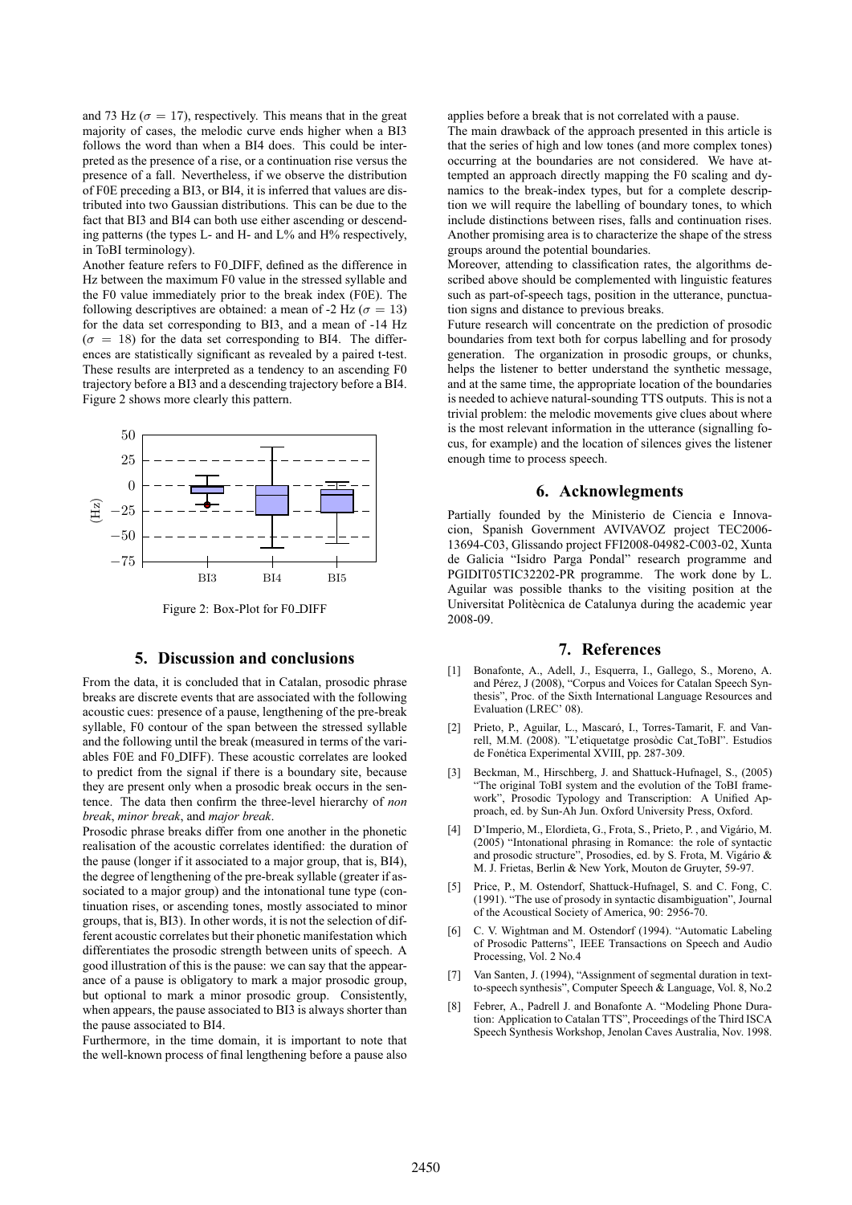and 73 Hz ($\sigma = 17$), respectively. This means that in the great majority of cases, the melodic curve ends higher when a BI3 follows the word than when a BI4 does. This could be interpreted as the presence of a rise, or a continuation rise versus the presence of a fall. Nevertheless, if we observe the distribution of F0E preceding a BI3, or BI4, it is inferred that values are distributed into two Gaussian distributions. This can be due to the fact that BI3 and BI4 can both use either ascending or descending patterns (the types L- and H- and L% and H% respectively, in ToBI terminology).

Another feature refers to F0_DIFF, defined as the difference in Hz between the maximum F0 value in the stressed syllable and the F0 value immediately prior to the break index (F0E). The following descriptives are obtained: a mean of -2 Hz ($\sigma = 13$) for the data set corresponding to BI3, and a mean of -14 Hz ($\sigma = 18$) for the data set corresponding to BI4. The differences are statistically significant as revealed by a paired t-test. These results are interpreted as a tendency to an ascending F0 trajectory before a BI3 and a descending trajectory before a BI4. Figure 2 shows more clearly this pattern.

50
25
0
−25
−50
−75
(Hz)
BI3
BI4
BI5

Figure 2: Box-Plot for F0_DIFF

## 5. Discussion and conclusions

From the data, it is concluded that in Catalan, prosodic phrase breaks are discrete events that are associated with the following acoustic cues: presence of a pause, lengthening of the pre-break syllable, F0 contour of the span between the stressed syllable and the following until the break (measured in terms of the variables F0E and F0_DIFF). These acoustic correlates are looked to predict from the signal if there is a boundary site, because they are present only when a prosodic break occurs in the sentence. The data then confirm the three-level hierarchy of *non break*, *minor break*, and *major break*.

Prosodic phrase breaks differ from one another in the phonetic realisation of the acoustic correlates identified: the duration of the pause (longer if it associated to a major group, that is, BI4), the degree of lengthening of the pre-break syllable (greater if associated to a major group) and the intonational tune type (continuation rises, or ascending tones, mostly associated to minor groups, that is, BI3). In other words, it is not the selection of different acoustic correlates but their phonetic manifestation which differentiates the prosodic strength between units of speech. A good illustration of this is the pause: we can say that the appearance of a pause is obligatory to mark a major prosodic group, but optional to mark a minor prosodic group. Consistently, when appears, the pause associated to BI3 is always shorter than the pause associated to BI4.

Furthermore, in the time domain, it is important to note that the well-known process of final lengthening before a pause also applies before a break that is not correlated with a pause.

The main drawback of the approach presented in this article is that the series of high and low tones (and more complex tones) occurring at the boundaries are not considered. We have attempted an approach directly mapping the F0 scaling and dynamics to the break-index types, but for a complete description we will require the labelling of boundary tones, to which include distinctions between rises, falls and continuation rises. Another promising area is to characterize the shape of the stress groups around the potential boundaries.

Moreover, attending to classification rates, the algorithms described above should be complemented with linguistic features such as part-of-speech tags, position in the utterance, punctuation signs and distance to previous breaks.

Future research will concentrate on the prediction of prosodic boundaries from text both for corpus labelling and for prosody generation. The organization in prosodic groups, or chunks, helps the listener to better understand the synthetic message, and at the same time, the appropriate location of the boundaries is needed to achieve natural-sounding TTS outputs. This is not a trivial problem: the melodic movements give clues about where is the most relevant information in the utterance (signalling focus, for example) and the location of silences gives the listener enough time to process speech.

## 6. Acknowlegments

Partially founded by the Ministerio de Ciencia e Innovacion, Spanish Government AVIVAVOZ project TEC2006-13694-C03, Glissando project FFI2008-04982-C003-02, Xunta de Galicia "Isidro Parga Pondal" research programme and PGIDIT05TIC32202-PR programme. The work done by L. Aguilar was possible thanks to the visiting position at the Universitat Politècnica de Catalunya during the academic year 2008-09.

## 7. References

[1] Bonafonte, A., Adell, J., Esquerra, I., Gallego, S., Moreno, A. and Pérez, J (2008), "Corpus and Voices for Catalan Speech Synthesis", Proc. of the Sixth International Language Resources and Evaluation (LREC' 08).

[2] Prieto, P., Aguilar, L., Mascaró, I., Torres-Tamarit, F. and Vanrell, M.M. (2008). "L'etiquetatge prosòdic Cat_ToBI". Estudios de Fonética Experimental XVIII, pp. 287-309.

[3] Beckman, M., Hirschberg, J. and Shattuck-Hufnagel, S., (2005) "The original ToBI system and the evolution of the ToBI framework", Prosodic Typology and Transcription: A Unified Approach, ed. by Sun-Ah Jun. Oxford University Press, Oxford.

[4] D'Imperio, M., Elordieta, G., Frota, S., Prieto, P. , and Vigário, M. (2005) "Intonational phrasing in Romance: the role of syntactic and prosodic structure", Prosodies, ed. by S. Frota, M. Vigário & M. J. Frietas, Berlin & New York, Mouton de Gruyter, 59-97.

[5] Price, P., M. Ostendorf, Shattuck-Hufnagel, S. and C. Fong, C. (1991). "The use of prosody in syntactic disambiguation", Journal of the Acoustical Society of America, 90: 2956-70.

[6] C. V. Wightman and M. Ostendorf (1994). "Automatic Labeling of Prosodic Patterns", IEEE Transactions on Speech and Audio Processing, Vol. 2 No.4

[7] Van Santen, J. (1994), "Assignment of segmental duration in text-to-speech synthesis", Computer Speech & Language, Vol. 8, No.2

[8] Febrer, A., Padrell J. and Bonafonte A. "Modeling Phone Duration: Application to Catalan TTS", Proceedings of the Third ISCA Speech Synthesis Workshop, Jenolan Caves Australia, Nov. 1998.